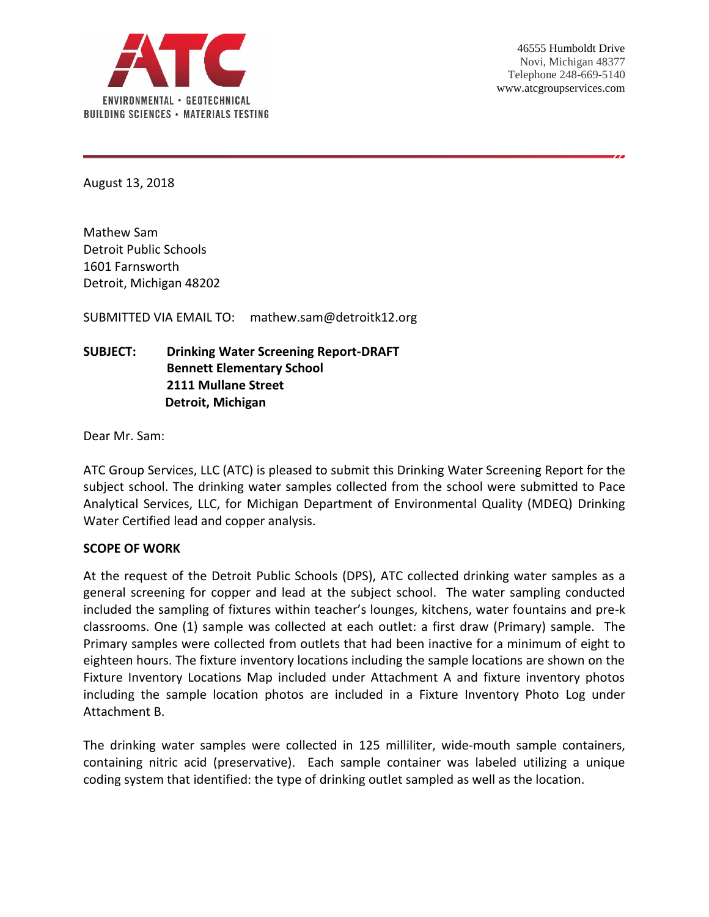ATC

ENVIRONMENTAL • GEOTECHNICAL
BUILDING SCIENCES • MATERIALS TESTING

46555 Humboldt Drive
Novi, Michigan 48377
Telephone 248-669-5140
www.atcgroupservices.com

August 13, 2018

Mathew Sam
Detroit Public Schools
1601 Farnsworth
Detroit, Michigan 48202

SUBMITTED VIA EMAIL TO: mathew.sam@detroitk12.org

**SUBJECT: Drinking Water Screening Report-DRAFT**
**Bennett Elementary School**
**2111 Mullane Street**
**Detroit, Michigan**

Dear Mr. Sam:

ATC Group Services, LLC (ATC) is pleased to submit this Drinking Water Screening Report for the subject school. The drinking water samples collected from the school were submitted to Pace Analytical Services, LLC, for Michigan Department of Environmental Quality (MDEQ) Drinking Water Certified lead and copper analysis.

**SCOPE OF WORK**

At the request of the Detroit Public Schools (DPS), ATC collected drinking water samples as a general screening for copper and lead at the subject school. The water sampling conducted included the sampling of fixtures within teacher's lounges, kitchens, water fountains and pre-k classrooms. One (1) sample was collected at each outlet: a first draw (Primary) sample. The Primary samples were collected from outlets that had been inactive for a minimum of eight to eighteen hours. The fixture inventory locations including the sample locations are shown on the Fixture Inventory Locations Map included under Attachment A and fixture inventory photos including the sample location photos are included in a Fixture Inventory Photo Log under Attachment B.

The drinking water samples were collected in 125 milliliter, wide-mouth sample containers, containing nitric acid (preservative). Each sample container was labeled utilizing a unique coding system that identified: the type of drinking outlet sampled as well as the location.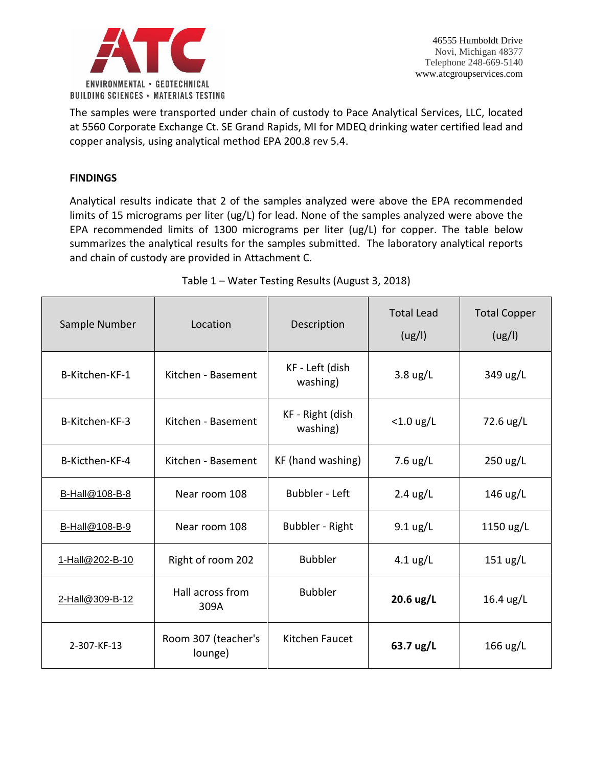The samples were transported under chain of custody to Pace Analytical Services, LLC, located at 5560 Corporate Exchange Ct. SE Grand Rapids, MI for MDEQ drinking water certified lead and copper analysis, using analytical method EPA 200.8 rev 5.4.

**FINDINGS**

Analytical results indicate that 2 of the samples analyzed were above the EPA recommended limits of 15 micrograms per liter (ug/L) for lead. None of the samples analyzed were above the EPA recommended limits of 1300 micrograms per liter (ug/L) for copper. The table below summarizes the analytical results for the samples submitted. The laboratory analytical reports and chain of custody are provided in Attachment C.

Table 1 – Water Testing Results (August 3, 2018)

| Sample Number | Location | Description | Total Lead (ug/l) | Total Copper (ug/l) |
|---|---|---|---|---|
| B-Kitchen-KF-1 | Kitchen - Basement | KF - Left (dish washing) | 3.8 ug/L | 349 ug/L |
| B-Kitchen-KF-3 | Kitchen - Basement | KF - Right (dish washing) | <1.0 ug/L | 72.6 ug/L |
| B-Kicthen-KF-4 | Kitchen - Basement | KF (hand washing) | 7.6 ug/L | 250 ug/L |
| B-Hall@108-B-8 | Near room 108 | Bubbler - Left | 2.4 ug/L | 146 ug/L |
| B-Hall@108-B-9 | Near room 108 | Bubbler - Right | 9.1 ug/L | 1150 ug/L |
| 1-Hall@202-B-10 | Right of room 202 | Bubbler | 4.1 ug/L | 151 ug/L |
| 2-Hall@309-B-12 | Hall across from 309A | Bubbler | **20.6 ug/L** | 16.4 ug/L |
| 2-307-KF-13 | Room 307 (teacher's lounge) | Kitchen Faucet | **63.7 ug/L** | 166 ug/L |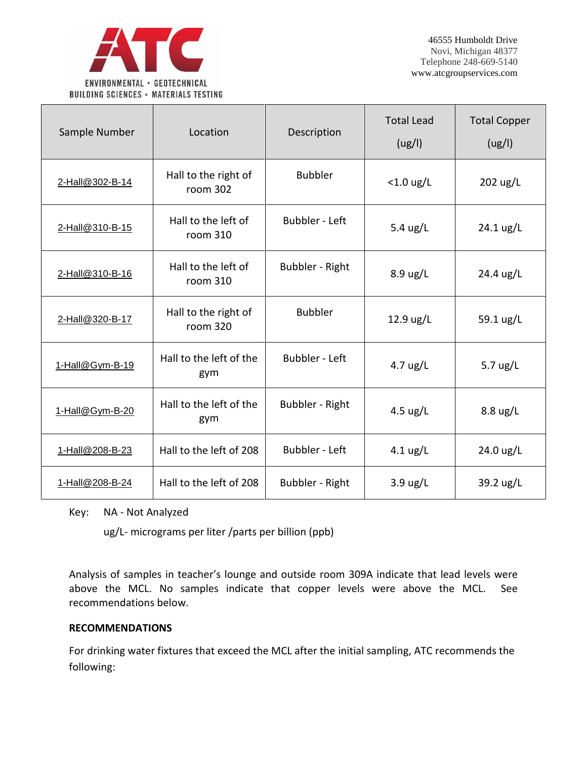46555 Humboldt Drive
Novi, Michigan 48377
Telephone 248-669-5140
www.atcgroupservices.com

| Sample Number | Location | Description | Total Lead (ug/l) | Total Copper (ug/l) |
|---|---|---|---|---|
| 2-Hall@302-B-14 | Hall to the right of room 302 | Bubbler | <1.0 ug/L | 202 ug/L |
| 2-Hall@310-B-15 | Hall to the left of room 310 | Bubbler - Left | 5.4 ug/L | 24.1 ug/L |
| 2-Hall@310-B-16 | Hall to the left of room 310 | Bubbler - Right | 8.9 ug/L | 24.4 ug/L |
| 2-Hall@320-B-17 | Hall to the right of room 320 | Bubbler | 12.9 ug/L | 59.1 ug/L |
| 1-Hall@Gym-B-19 | Hall to the left of the gym | Bubbler - Left | 4.7 ug/L | 5.7 ug/L |
| 1-Hall@Gym-B-20 | Hall to the left of the gym | Bubbler - Right | 4.5 ug/L | 8.8 ug/L |
| 1-Hall@208-B-23 | Hall to the left of 208 | Bubbler - Left | 4.1 ug/L | 24.0 ug/L |
| 1-Hall@208-B-24 | Hall to the left of 208 | Bubbler - Right | 3.9 ug/L | 39.2 ug/L |

Key: NA - Not Analyzed

ug/L- micrograms per liter /parts per billion (ppb)

Analysis of samples in teacher's lounge and outside room 309A indicate that lead levels were above the MCL. No samples indicate that copper levels were above the MCL. See recommendations below.

**RECOMMENDATIONS**

For drinking water fixtures that exceed the MCL after the initial sampling, ATC recommends the following: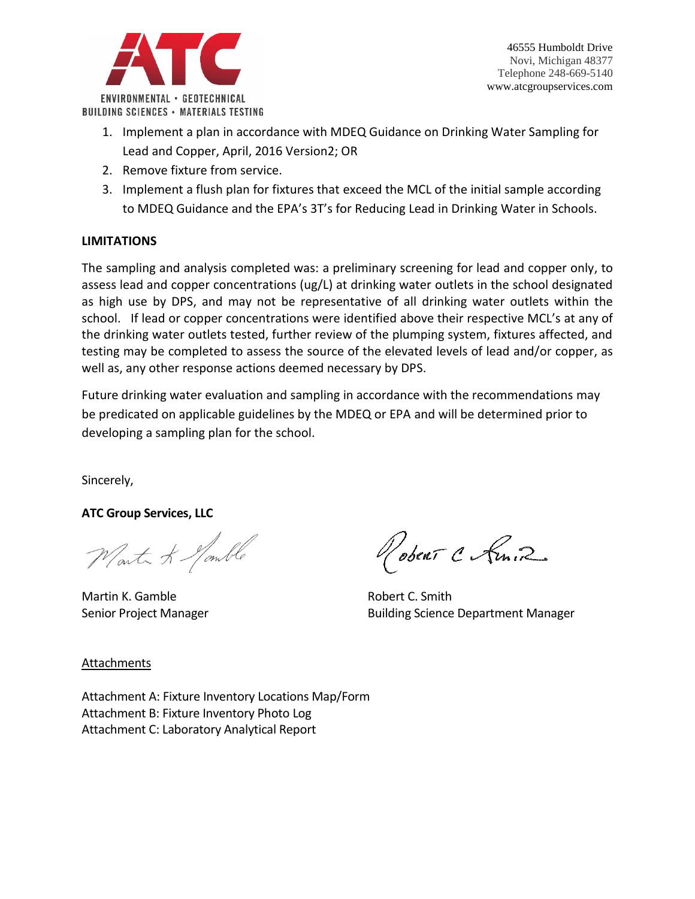1. Implement a plan in accordance with MDEQ Guidance on Drinking Water Sampling for Lead and Copper, April, 2016 Version2; OR
2. Remove fixture from service.
3. Implement a flush plan for fixtures that exceed the MCL of the initial sample according to MDEQ Guidance and the EPA's 3T's for Reducing Lead in Drinking Water in Schools.

**LIMITATIONS**

The sampling and analysis completed was: a preliminary screening for lead and copper only, to assess lead and copper concentrations (ug/L) at drinking water outlets in the school designated as high use by DPS, and may not be representative of all drinking water outlets within the school. If lead or copper concentrations were identified above their respective MCL's at any of the drinking water outlets tested, further review of the plumping system, fixtures affected, and testing may be completed to assess the source of the elevated levels of lead and/or copper, as well as, any other response actions deemed necessary by DPS.

Future drinking water evaluation and sampling in accordance with the recommendations may be predicated on applicable guidelines by the MDEQ or EPA and will be determined prior to developing a sampling plan for the school.

Sincerely,

**ATC Group Services, LLC**

Martin K. Gamble
Senior Project Manager

Robert C. Smith
Building Science Department Manager

Attachments

Attachment A: Fixture Inventory Locations Map/Form
Attachment B: Fixture Inventory Photo Log
Attachment C: Laboratory Analytical Report